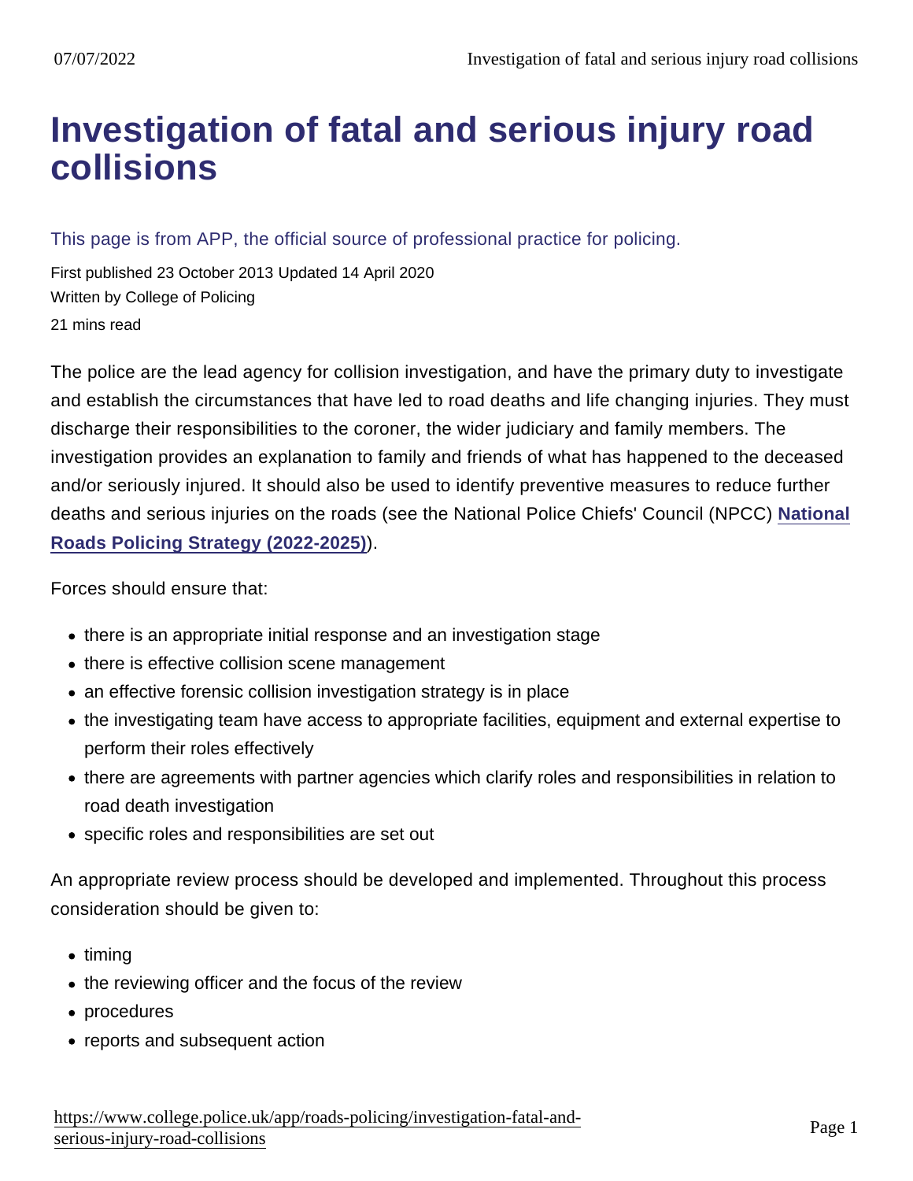# Investigation of fatal and serious injury road collisions

This page is from APP, the official source of professional practice for policing.

First published 23 October 2013 Updated 14 April 2020

Written by College of Policing

21 mins read

The police are the lead agency for collision investigation, and have the primary duty to investigate and establish the circumstances that have led to road deaths and life changing injuries. They must discharge their responsibilities to the coroner, the wider judiciary and family members. The investigation provides an explanation to family and friends of what has happened to the deceased and/or seriously injured. It should also be used to identify preventive measures to reduce further deaths and serious injuries on the roads (see the National Police Chiefs' Council (NPCC) National Roads Policing Strategy (2022-2025)).

Forces should ensure that:

- there is an appropriate initial response and an investigation stage
- there is effective collision scene management
- an effective forensic collision investigation strategy is in place
- the investigating team have access to appropriate facilities, equipment and external expertise to perform their roles effectively
- there are agreements with partner agencies which clarify roles and responsibilities in relation to road death investigation
- specific roles and responsibilities are set out

An appropriate review process should be developed and implemented. Throughout this process consideration should be given to:

- timing
- the reviewing officer and the focus of the review
- procedures
- reports and subsequent action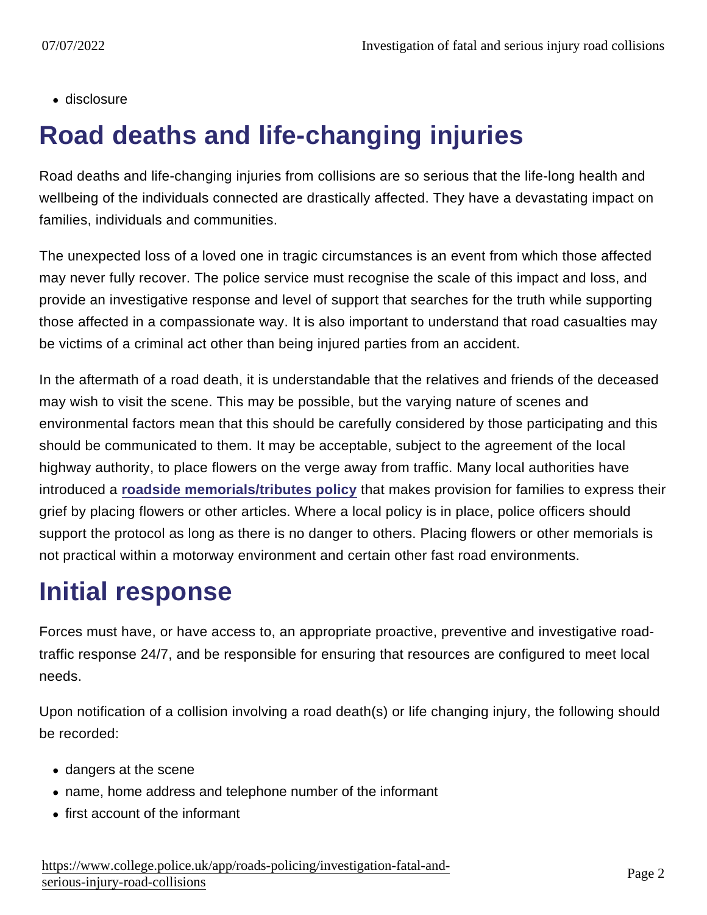- disclosure

## Road deaths and life-changing injuries

Road deaths and life-changing injuries from collisions are so serious that the life-long health and wellbeing of the individuals connected are drastically affected. They have a devastating impact on families, individuals and communities.

The unexpected loss of a loved one in tragic circumstances is an event from which those affected may never fully recover. The police service must recognise the scale of this impact and loss, and provide an investigative response and level of support that searches for the truth while supporting those affected in a compassionate way. It is also important to understand that road casualties may be victims of a criminal act other than being injured parties from an accident.

In the aftermath of a road death, it is understandable that the relatives and friends of the deceased may wish to visit the scene. This may be possible, but the varying nature of scenes and environmental factors mean that this should be carefully considered by those participating and this should be communicated to them. It may be acceptable, subject to the agreement of the local highway authority, to place flowers on the verge away from traffic. Many local authorities have introduced a **roadside memorials/tributes policy** that makes provision for families to express their grief by placing flowers or other articles. Where a local policy is in place, police officers should support the protocol as long as there is no danger to others. Placing flowers or other memorials is not practical within a motorway environment and certain other fast road environments.

## Initial response

Forces must have, or have access to, an appropriate proactive, preventive and investigative road-traffic response 24/7, and be responsible for ensuring that resources are configured to meet local needs.

Upon notification of a collision involving a road death(s) or life changing injury, the following should be recorded:

- dangers at the scene
- name, home address and telephone number of the informant
- first account of the informant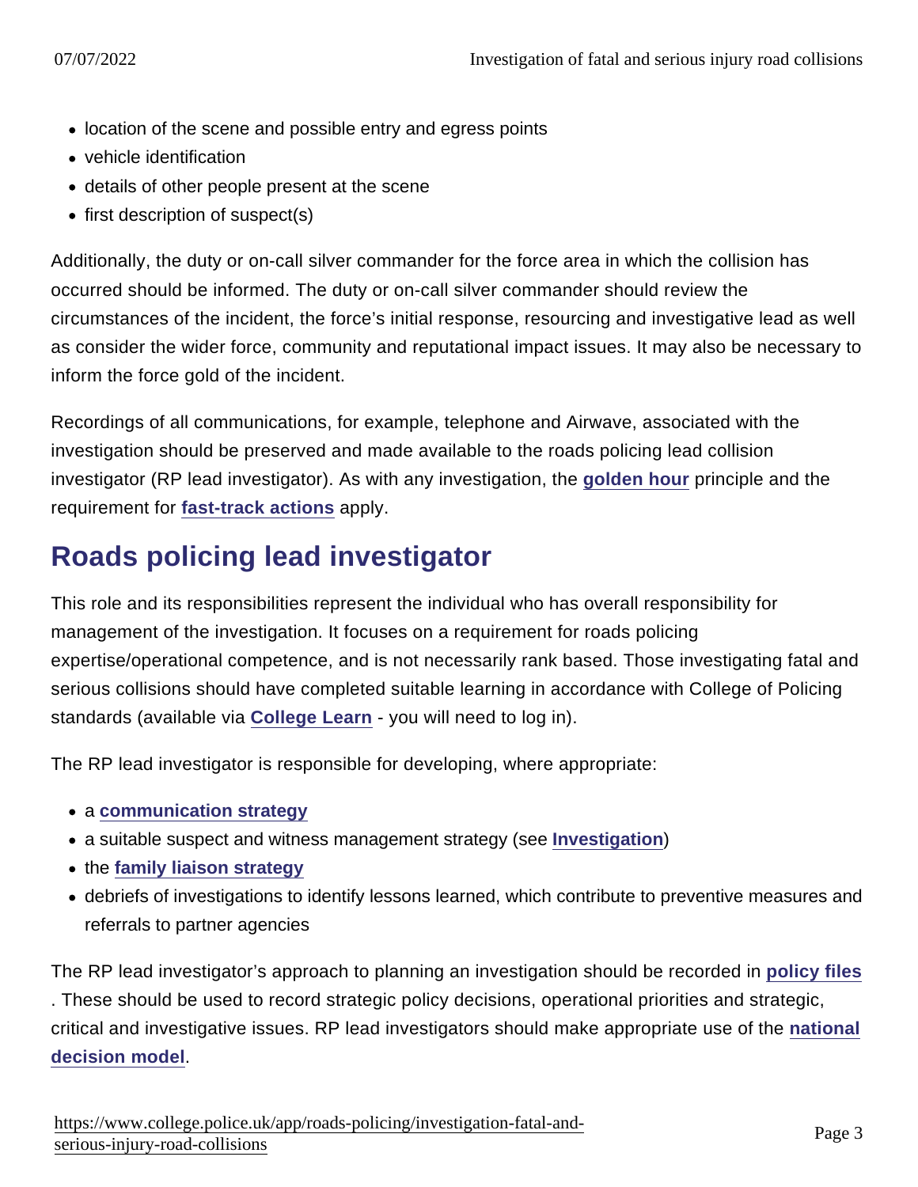- location of the scene and possible entry and egress points
- vehicle identification
- details of other people present at the scene
- first description of suspect(s)

Additionally, the duty or on-call silver commander for the force area in which the collision has occurred should be informed. The duty or on-call silver commander should review the circumstances of the incident, the force's initial response, resourcing and investigative lead as well as consider the wider force, community and reputational impact issues. It may also be necessary to inform the force gold of the incident.

Recordings of all communications, for example, telephone and Airwave, associated with the investigation should be preserved and made available to the roads policing lead collision investigator (RP lead investigator). As with any investigation, the **golden hour** principle and the requirement for **fast-track actions** apply.

## Roads policing lead investigator

This role and its responsibilities represent the individual who has overall responsibility for management of the investigation. It focuses on a requirement for roads policing expertise/operational competence, and is not necessarily rank based. Those investigating fatal and serious collisions should have completed suitable learning in accordance with College of Policing standards (available via **College Learn** - you will need to log in).

The RP lead investigator is responsible for developing, where appropriate:

- a **communication strategy**
- a suitable suspect and witness management strategy (see **Investigation**)
- the **family liaison strategy**
- debriefs of investigations to identify lessons learned, which contribute to preventive measures and referrals to partner agencies

The RP lead investigator's approach to planning an investigation should be recorded in **policy files**. These should be used to record strategic policy decisions, operational priorities and strategic, critical and investigative issues. RP lead investigators should make appropriate use of the **national decision model**.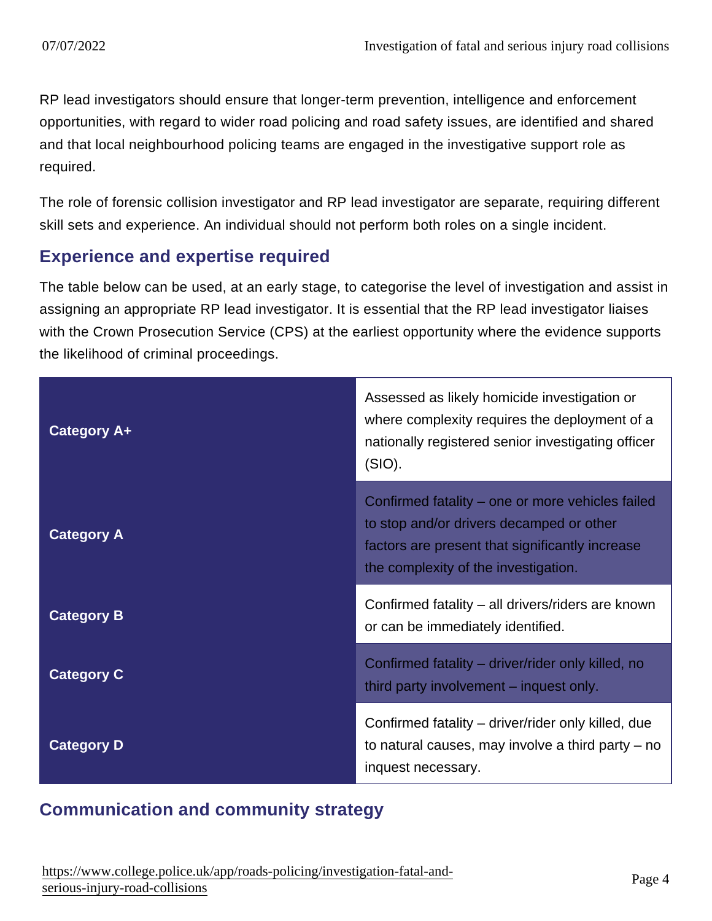RP lead investigators should ensure that longer-term prevention, intelligence and enforcement opportunities, with regard to wider road policing and road safety issues, are identified and shared and that local neighbourhood policing teams are engaged in the investigative support role as required.

The role of forensic collision investigator and RP lead investigator are separate, requiring different skill sets and experience. An individual should not perform both roles on a single incident.

## Experience and expertise required

The table below can be used, at an early stage, to categorise the level of investigation and assist in assigning an appropriate RP lead investigator. It is essential that the RP lead investigator liaises with the Crown Prosecution Service (CPS) at the earliest opportunity where the evidence supports the likelihood of criminal proceedings.

| Category | Description |
| --- | --- |
| **Category A+** | Assessed as likely homicide investigation or where complexity requires the deployment of a nationally registered senior investigating officer (SIO). |
| **Category A** | Confirmed fatality – one or more vehicles failed to stop and/or drivers decamped or other factors are present that significantly increase the complexity of the investigation. |
| **Category B** | Confirmed fatality – all drivers/riders are known or can be immediately identified. |
| **Category C** | Confirmed fatality – driver/rider only killed, no third party involvement – inquest only. |
| **Category D** | Confirmed fatality – driver/rider only killed, due to natural causes, may involve a third party – no inquest necessary. |

## Communication and community strategy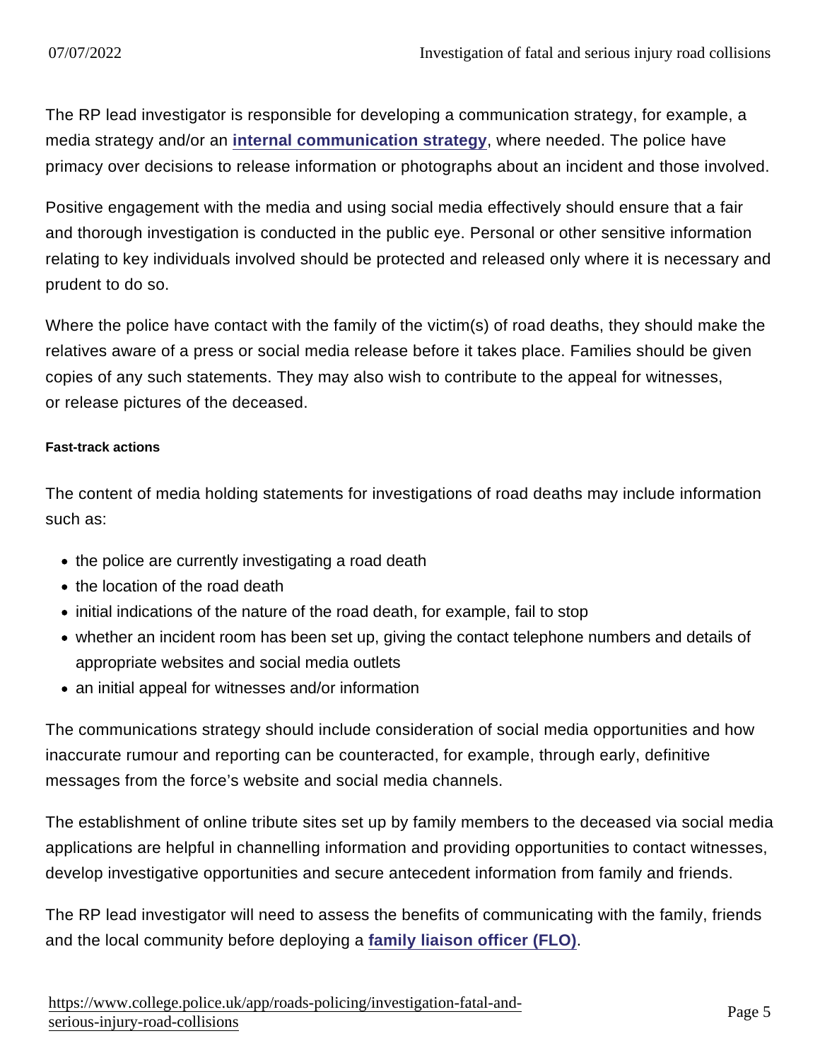The RP lead investigator is responsible for developing a communication strategy, for example, a media strategy and/or an internal communication strategy, where needed. The police have primacy over decisions to release information or photographs about an incident and those involved.

Positive engagement with the media and using social media effectively should ensure that a fair and thorough investigation is conducted in the public eye. Personal or other sensitive information relating to key individuals involved should be protected and released only where it is necessary and prudent to do so.

Where the police have contact with the family of the victim(s) of road deaths, they should make the relatives aware of a press or social media release before it takes place. Families should be given copies of any such statements. They may also wish to contribute to the appeal for witnesses, or release pictures of the deceased.

#### Fast-track actions

The content of media holding statements for investigations of road deaths may include information such as:

- the police are currently investigating a road death
- the location of the road death
- initial indications of the nature of the road death, for example, fail to stop
- whether an incident room has been set up, giving the contact telephone numbers and details of appropriate websites and social media outlets
- an initial appeal for witnesses and/or information

The communications strategy should include consideration of social media opportunities and how inaccurate rumour and reporting can be counteracted, for example, through early, definitive messages from the force's website and social media channels.

The establishment of online tribute sites set up by family members to the deceased via social media applications are helpful in channelling information and providing opportunities to contact witnesses, develop investigative opportunities and secure antecedent information from family and friends.

The RP lead investigator will need to assess the benefits of communicating with the family, friends and the local community before deploying a family liaison officer (FLO).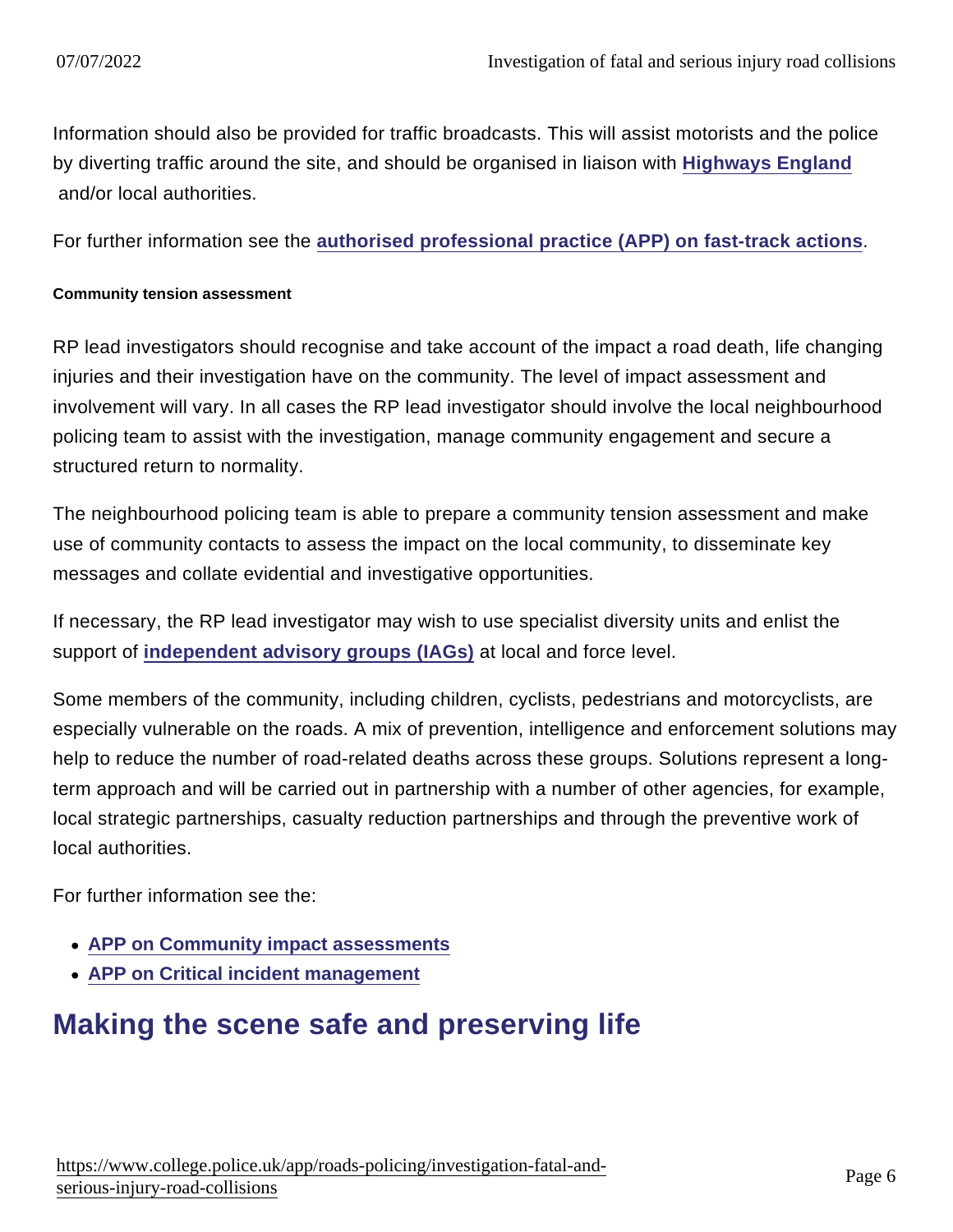Information should also be provided for traffic broadcasts. This will assist motorists and the police by diverting traffic around the site, and should be organised in liaison with **Highways England** and/or local authorities.

For further information see the **authorised professional practice (APP) on fast-track actions**.

#### Community tension assessment

RP lead investigators should recognise and take account of the impact a road death, life changing injuries and their investigation have on the community. The level of impact assessment and involvement will vary. In all cases the RP lead investigator should involve the local neighbourhood policing team to assist with the investigation, manage community engagement and secure a structured return to normality.

The neighbourhood policing team is able to prepare a community tension assessment and make use of community contacts to assess the impact on the local community, to disseminate key messages and collate evidential and investigative opportunities.

If necessary, the RP lead investigator may wish to use specialist diversity units and enlist the support of **independent advisory groups (IAGs)** at local and force level.

Some members of the community, including children, cyclists, pedestrians and motorcyclists, are especially vulnerable on the roads. A mix of prevention, intelligence and enforcement solutions may help to reduce the number of road-related deaths across these groups. Solutions represent a long-term approach and will be carried out in partnership with a number of other agencies, for example, local strategic partnerships, casualty reduction partnerships and through the preventive work of local authorities.

For further information see the:

- **APP on Community impact assessments**
- **APP on Critical incident management**

## Making the scene safe and preserving life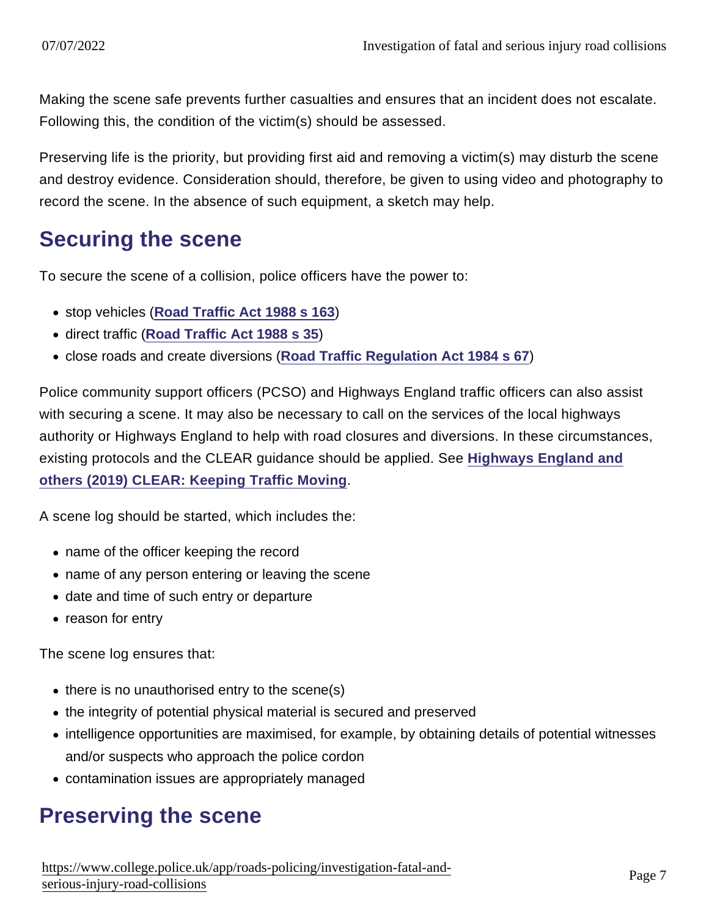Making the scene safe prevents further casualties and ensures that an incident does not escalate. Following this, the condition of the victim(s) should be assessed.

Preserving life is the priority, but providing first aid and removing a victim(s) may disturb the scene and destroy evidence. Consideration should, therefore, be given to using video and photography to record the scene. In the absence of such equipment, a sketch may help.

## Securing the scene

To secure the scene of a collision, police officers have the power to:

- stop vehicles (**Road Traffic Act 1988 s 163**)
- direct traffic (**Road Traffic Act 1988 s 35**)
- close roads and create diversions (**Road Traffic Regulation Act 1984 s 67**)

Police community support officers (PCSO) and Highways England traffic officers can also assist with securing a scene. It may also be necessary to call on the services of the local highways authority or Highways England to help with road closures and diversions. In these circumstances, existing protocols and the CLEAR guidance should be applied. See **Highways England and others (2019) CLEAR: Keeping Traffic Moving**.

A scene log should be started, which includes the:

- name of the officer keeping the record
- name of any person entering or leaving the scene
- date and time of such entry or departure
- reason for entry

The scene log ensures that:

- there is no unauthorised entry to the scene(s)
- the integrity of potential physical material is secured and preserved
- intelligence opportunities are maximised, for example, by obtaining details of potential witnesses and/or suspects who approach the police cordon
- contamination issues are appropriately managed

## Preserving the scene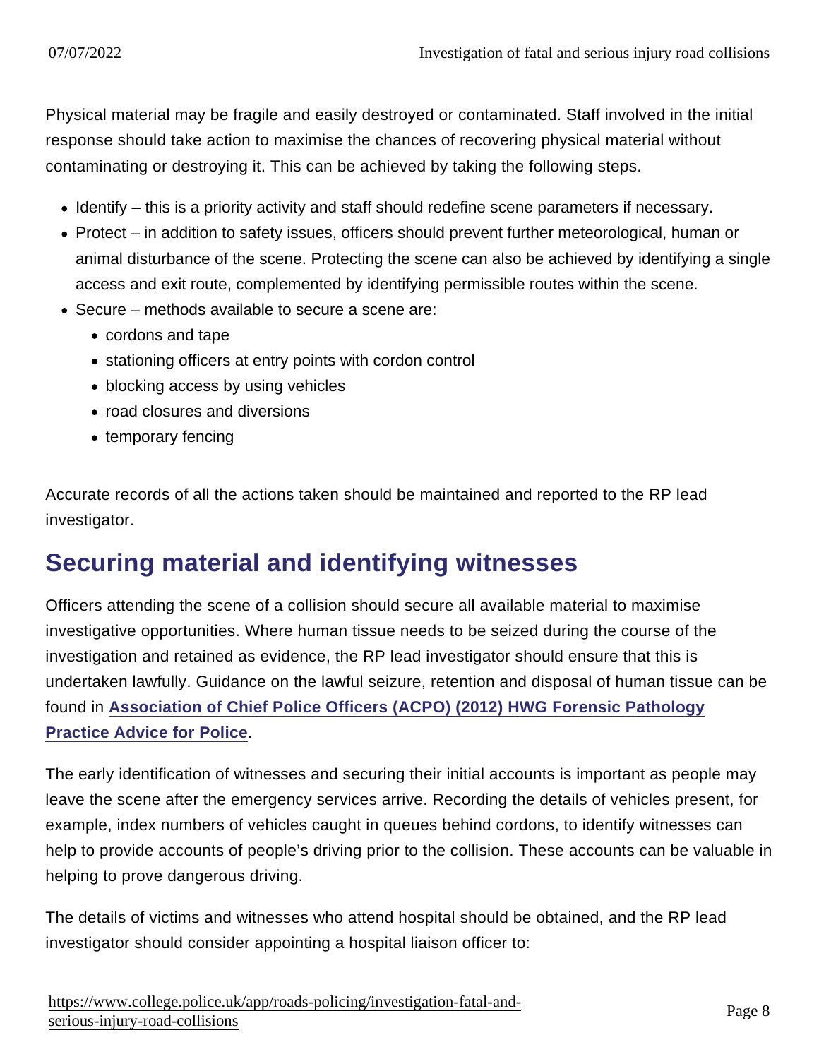Physical material may be fragile and easily destroyed or contaminated. Staff involved in the initial response should take action to maximise the chances of recovering physical material without contaminating or destroying it. This can be achieved by taking the following steps.

- Identify – this is a priority activity and staff should redefine scene parameters if necessary.
- Protect – in addition to safety issues, officers should prevent further meteorological, human or animal disturbance of the scene. Protecting the scene can also be achieved by identifying a single access and exit route, complemented by identifying permissible routes within the scene.
- Secure – methods available to secure a scene are:
  - cordons and tape
  - stationing officers at entry points with cordon control
  - blocking access by using vehicles
  - road closures and diversions
  - temporary fencing

Accurate records of all the actions taken should be maintained and reported to the RP lead investigator.

## Securing material and identifying witnesses

Officers attending the scene of a collision should secure all available material to maximise investigative opportunities. Where human tissue needs to be seized during the course of the investigation and retained as evidence, the RP lead investigator should ensure that this is undertaken lawfully. Guidance on the lawful seizure, retention and disposal of human tissue can be found in **Association of Chief Police Officers (ACPO) (2012) HWG Forensic Pathology Practice Advice for Police**.

The early identification of witnesses and securing their initial accounts is important as people may leave the scene after the emergency services arrive. Recording the details of vehicles present, for example, index numbers of vehicles caught in queues behind cordons, to identify witnesses can help to provide accounts of people's driving prior to the collision. These accounts can be valuable in helping to prove dangerous driving.

The details of victims and witnesses who attend hospital should be obtained, and the RP lead investigator should consider appointing a hospital liaison officer to: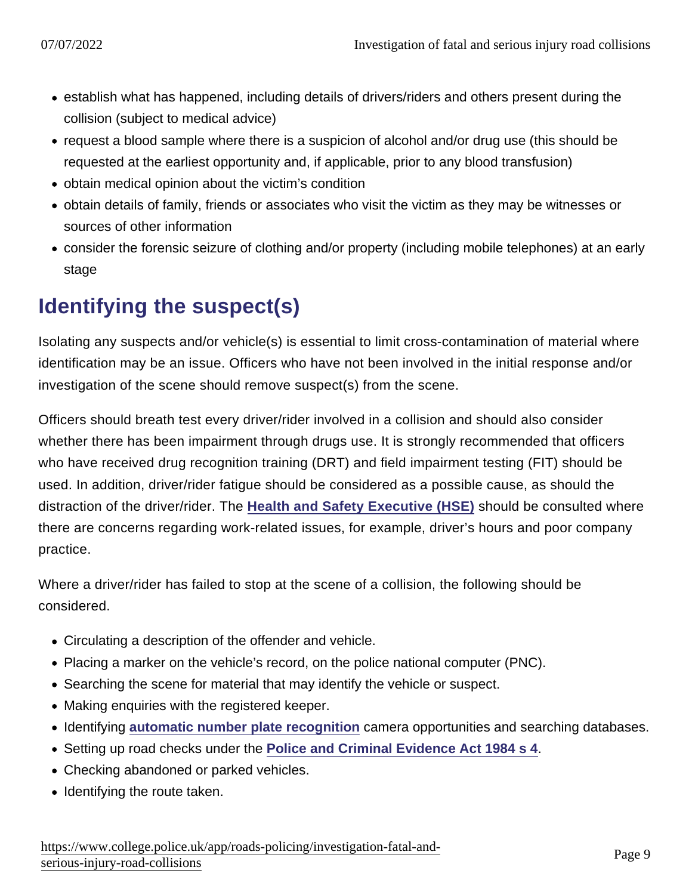- establish what has happened, including details of drivers/riders and others present during the collision (subject to medical advice)
- request a blood sample where there is a suspicion of alcohol and/or drug use (this should be requested at the earliest opportunity and, if applicable, prior to any blood transfusion)
- obtain medical opinion about the victim's condition
- obtain details of family, friends or associates who visit the victim as they may be witnesses or sources of other information
- consider the forensic seizure of clothing and/or property (including mobile telephones) at an early stage

## Identifying the suspect(s)

Isolating any suspects and/or vehicle(s) is essential to limit cross-contamination of material where identification may be an issue. Officers who have not been involved in the initial response and/or investigation of the scene should remove suspect(s) from the scene.

Officers should breath test every driver/rider involved in a collision and should also consider whether there has been impairment through drugs use. It is strongly recommended that officers who have received drug recognition training (DRT) and field impairment testing (FIT) should be used. In addition, driver/rider fatigue should be considered as a possible cause, as should the distraction of the driver/rider. The **Health and Safety Executive (HSE)** should be consulted where there are concerns regarding work-related issues, for example, driver's hours and poor company practice.

Where a driver/rider has failed to stop at the scene of a collision, the following should be considered.

- Circulating a description of the offender and vehicle.
- Placing a marker on the vehicle's record, on the police national computer (PNC).
- Searching the scene for material that may identify the vehicle or suspect.
- Making enquiries with the registered keeper.
- Identifying **automatic number plate recognition** camera opportunities and searching databases.
- Setting up road checks under the **Police and Criminal Evidence Act 1984 s 4**.
- Checking abandoned or parked vehicles.
- Identifying the route taken.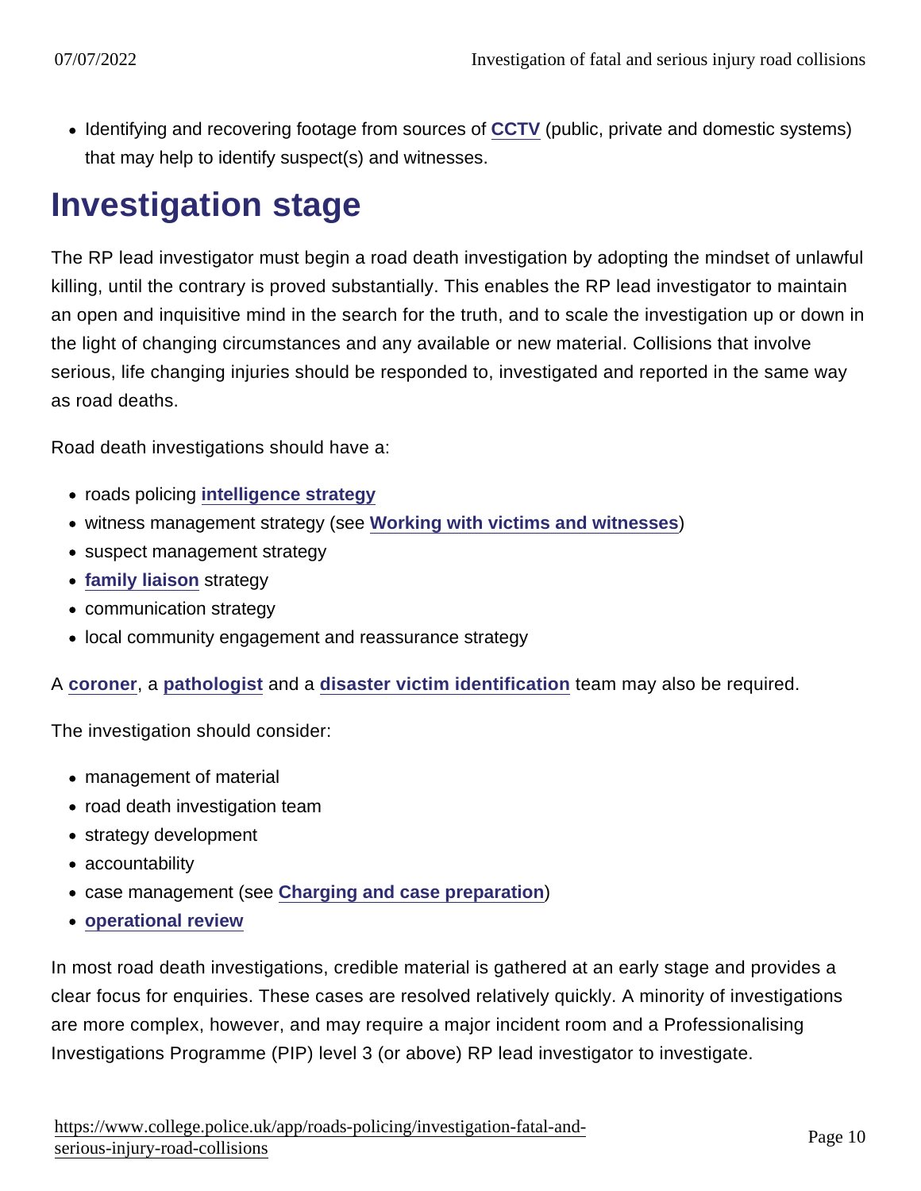- Identifying and recovering footage from sources of CCTV (public, private and domestic systems) that may help to identify suspect(s) and witnesses.

## Investigation stage

The RP lead investigator must begin a road death investigation by adopting the mindset of unlawful killing, until the contrary is proved substantially. This enables the RP lead investigator to maintain an open and inquisitive mind in the search for the truth, and to scale the investigation up or down in the light of changing circumstances and any available or new material. Collisions that involve serious, life changing injuries should be responded to, investigated and reported in the same way as road deaths.

Road death investigations should have a:

- roads policing intelligence strategy
- witness management strategy (see Working with victims and witnesses)
- suspect management strategy
- family liaison strategy
- communication strategy
- local community engagement and reassurance strategy

A coroner, a pathologist and a disaster victim identification team may also be required.

The investigation should consider:

- management of material
- road death investigation team
- strategy development
- accountability
- case management (see Charging and case preparation)
- operational review

In most road death investigations, credible material is gathered at an early stage and provides a clear focus for enquiries. These cases are resolved relatively quickly. A minority of investigations are more complex, however, and may require a major incident room and a Professionalising Investigations Programme (PIP) level 3 (or above) RP lead investigator to investigate.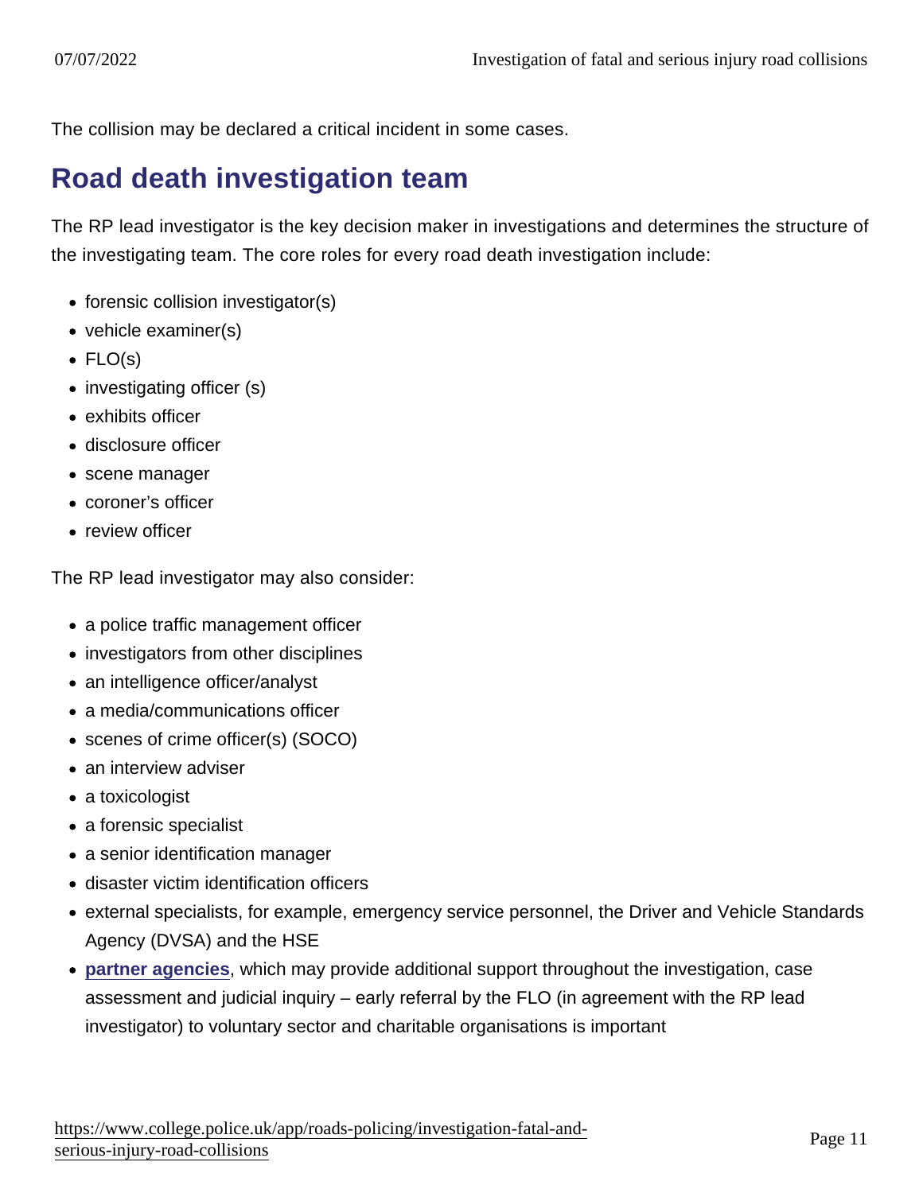The collision may be declared a critical incident in some cases.

## Road death investigation team

The RP lead investigator is the key decision maker in investigations and determines the structure of the investigating team. The core roles for every road death investigation include:

- forensic collision investigator(s)
- vehicle examiner(s)
- FLO(s)
- investigating officer (s)
- exhibits officer
- disclosure officer
- scene manager
- coroner's officer
- review officer

The RP lead investigator may also consider:

- a police traffic management officer
- investigators from other disciplines
- an intelligence officer/analyst
- a media/communications officer
- scenes of crime officer(s) (SOCO)
- an interview adviser
- a toxicologist
- a forensic specialist
- a senior identification manager
- disaster victim identification officers
- external specialists, for example, emergency service personnel, the Driver and Vehicle Standards Agency (DVSA) and the HSE
- **partner agencies**, which may provide additional support throughout the investigation, case assessment and judicial inquiry – early referral by the FLO (in agreement with the RP lead investigator) to voluntary sector and charitable organisations is important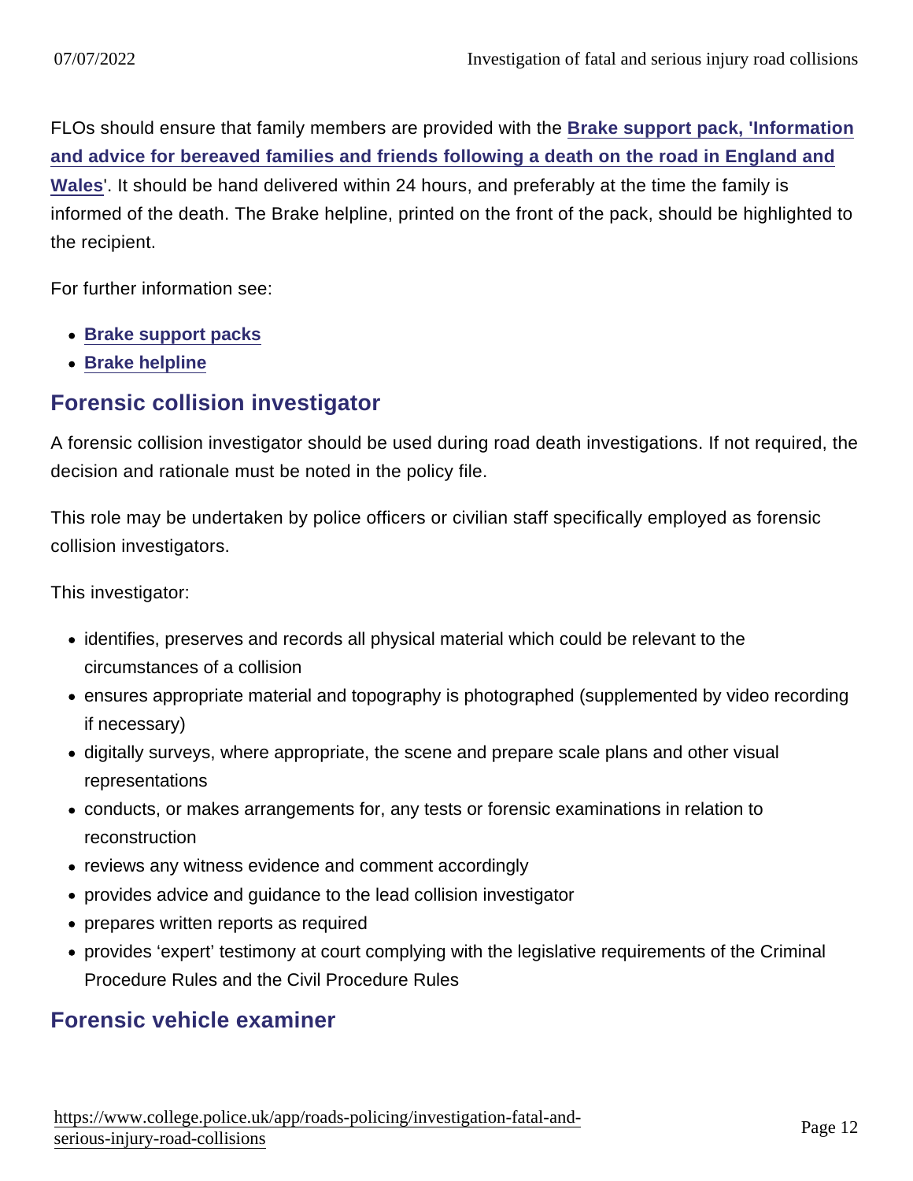FLOs should ensure that family members are provided with the **Brake support pack, 'Information and advice for bereaved families and friends following a death on the road in England and Wales**'. It should be hand delivered within 24 hours, and preferably at the time the family is informed of the death. The Brake helpline, printed on the front of the pack, should be highlighted to the recipient.

For further information see:

- **Brake support packs**
- **Brake helpline**

## Forensic collision investigator

A forensic collision investigator should be used during road death investigations. If not required, the decision and rationale must be noted in the policy file.

This role may be undertaken by police officers or civilian staff specifically employed as forensic collision investigators.

This investigator:

- identifies, preserves and records all physical material which could be relevant to the circumstances of a collision
- ensures appropriate material and topography is photographed (supplemented by video recording if necessary)
- digitally surveys, where appropriate, the scene and prepare scale plans and other visual representations
- conducts, or makes arrangements for, any tests or forensic examinations in relation to reconstruction
- reviews any witness evidence and comment accordingly
- provides advice and guidance to the lead collision investigator
- prepares written reports as required
- provides 'expert' testimony at court complying with the legislative requirements of the Criminal Procedure Rules and the Civil Procedure Rules

## Forensic vehicle examiner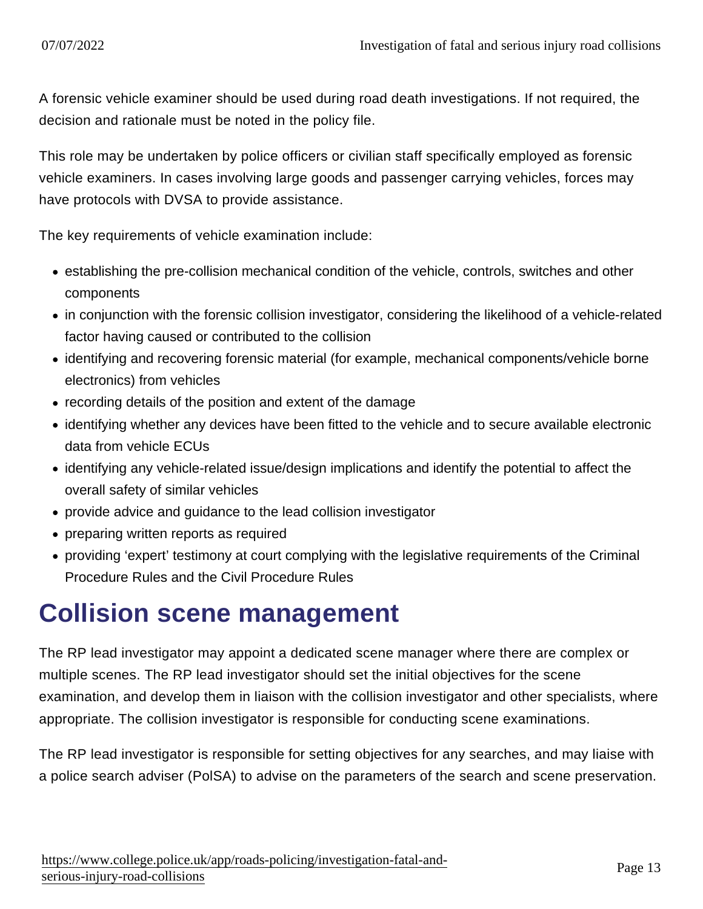A forensic vehicle examiner should be used during road death investigations. If not required, the decision and rationale must be noted in the policy file.

This role may be undertaken by police officers or civilian staff specifically employed as forensic vehicle examiners. In cases involving large goods and passenger carrying vehicles, forces may have protocols with DVSA to provide assistance.

The key requirements of vehicle examination include:

- establishing the pre-collision mechanical condition of the vehicle, controls, switches and other components
- in conjunction with the forensic collision investigator, considering the likelihood of a vehicle-related factor having caused or contributed to the collision
- identifying and recovering forensic material (for example, mechanical components/vehicle borne electronics) from vehicles
- recording details of the position and extent of the damage
- identifying whether any devices have been fitted to the vehicle and to secure available electronic data from vehicle ECUs
- identifying any vehicle-related issue/design implications and identify the potential to affect the overall safety of similar vehicles
- provide advice and guidance to the lead collision investigator
- preparing written reports as required
- providing 'expert' testimony at court complying with the legislative requirements of the Criminal Procedure Rules and the Civil Procedure Rules

# Collision scene management

The RP lead investigator may appoint a dedicated scene manager where there are complex or multiple scenes. The RP lead investigator should set the initial objectives for the scene examination, and develop them in liaison with the collision investigator and other specialists, where appropriate. The collision investigator is responsible for conducting scene examinations.

The RP lead investigator is responsible for setting objectives for any searches, and may liaise with a police search adviser (PolSA) to advise on the parameters of the search and scene preservation.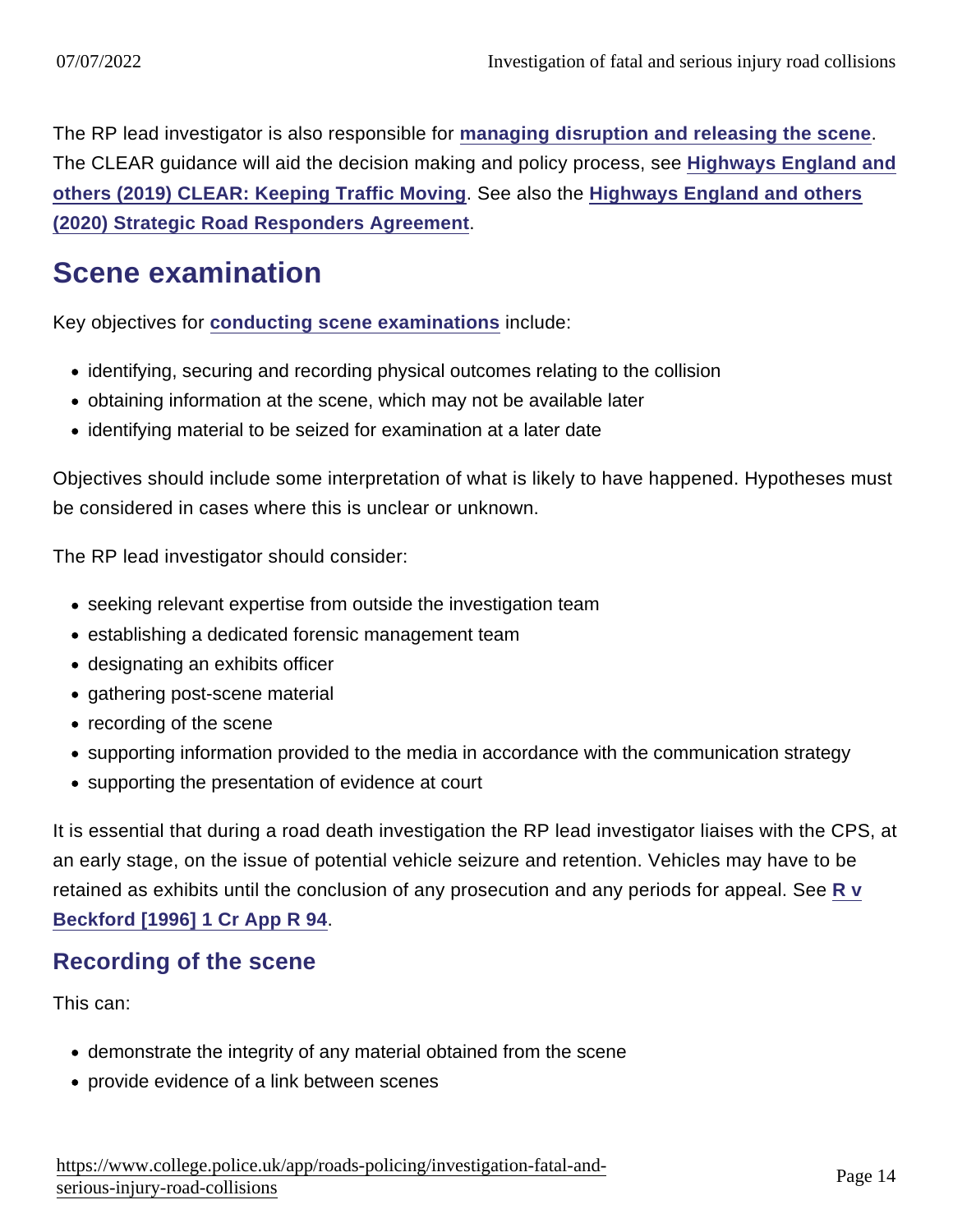The RP lead investigator is also responsible for managing disruption and releasing the scene. The CLEAR guidance will aid the decision making and policy process, see Highways England and others (2019) CLEAR: Keeping Traffic Moving. See also the Highways England and others (2020) Strategic Road Responders Agreement.

## Scene examination

Key objectives for conducting scene examinations include:

- identifying, securing and recording physical outcomes relating to the collision
- obtaining information at the scene, which may not be available later
- identifying material to be seized for examination at a later date

Objectives should include some interpretation of what is likely to have happened. Hypotheses must be considered in cases where this is unclear or unknown.

The RP lead investigator should consider:

- seeking relevant expertise from outside the investigation team
- establishing a dedicated forensic management team
- designating an exhibits officer
- gathering post-scene material
- recording of the scene
- supporting information provided to the media in accordance with the communication strategy
- supporting the presentation of evidence at court

It is essential that during a road death investigation the RP lead investigator liaises with the CPS, at an early stage, on the issue of potential vehicle seizure and retention. Vehicles may have to be retained as exhibits until the conclusion of any prosecution and any periods for appeal. See R v Beckford [1996] 1 Cr App R 94.

### Recording of the scene

This can:

- demonstrate the integrity of any material obtained from the scene
- provide evidence of a link between scenes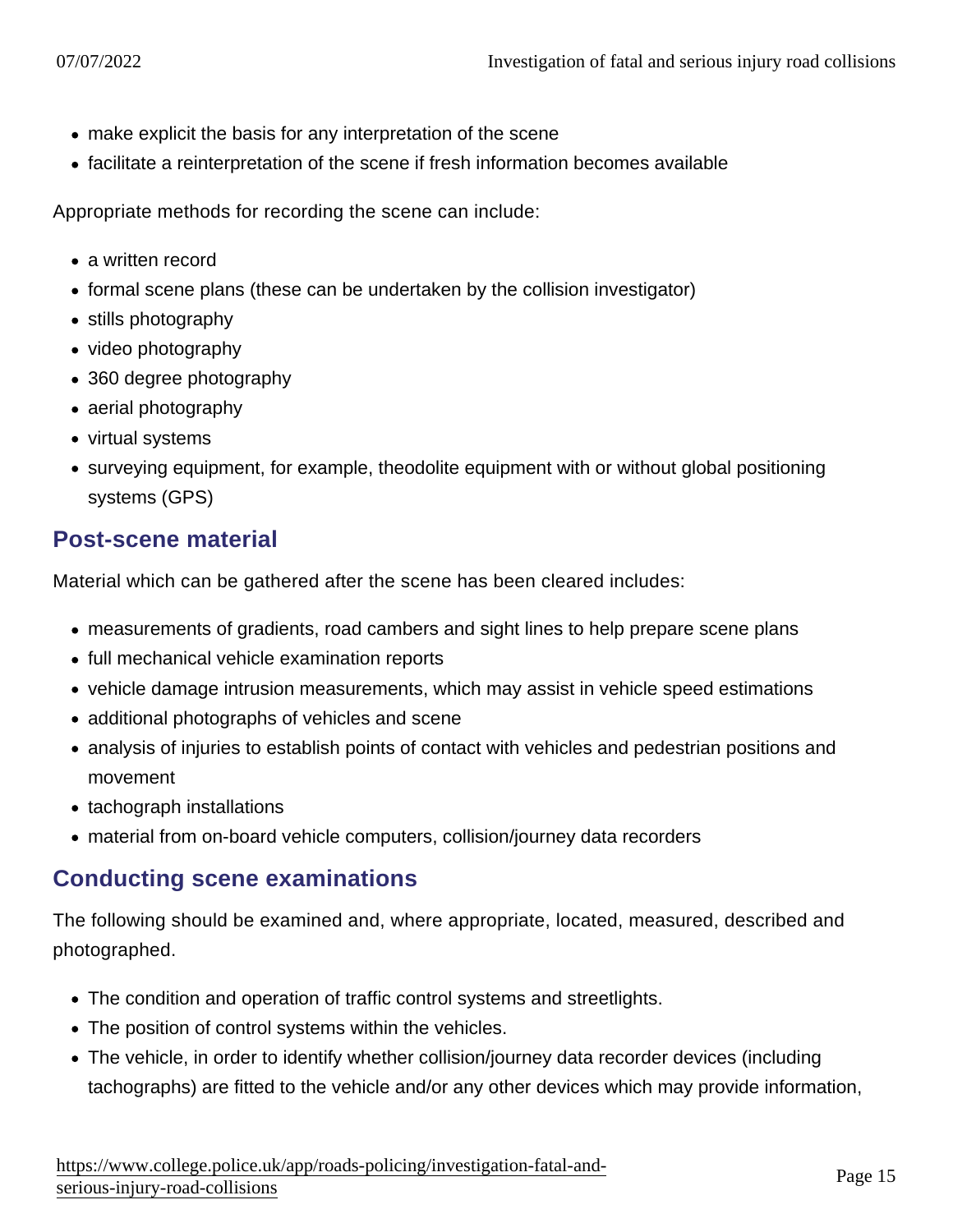- make explicit the basis for any interpretation of the scene
- facilitate a reinterpretation of the scene if fresh information becomes available

Appropriate methods for recording the scene can include:

- a written record
- formal scene plans (these can be undertaken by the collision investigator)
- stills photography
- video photography
- 360 degree photography
- aerial photography
- virtual systems
- surveying equipment, for example, theodolite equipment with or without global positioning systems (GPS)

## Post-scene material

Material which can be gathered after the scene has been cleared includes:

- measurements of gradients, road cambers and sight lines to help prepare scene plans
- full mechanical vehicle examination reports
- vehicle damage intrusion measurements, which may assist in vehicle speed estimations
- additional photographs of vehicles and scene
- analysis of injuries to establish points of contact with vehicles and pedestrian positions and movement
- tachograph installations
- material from on-board vehicle computers, collision/journey data recorders

## Conducting scene examinations

The following should be examined and, where appropriate, located, measured, described and photographed.

- The condition and operation of traffic control systems and streetlights.
- The position of control systems within the vehicles.
- The vehicle, in order to identify whether collision/journey data recorder devices (including tachographs) are fitted to the vehicle and/or any other devices which may provide information,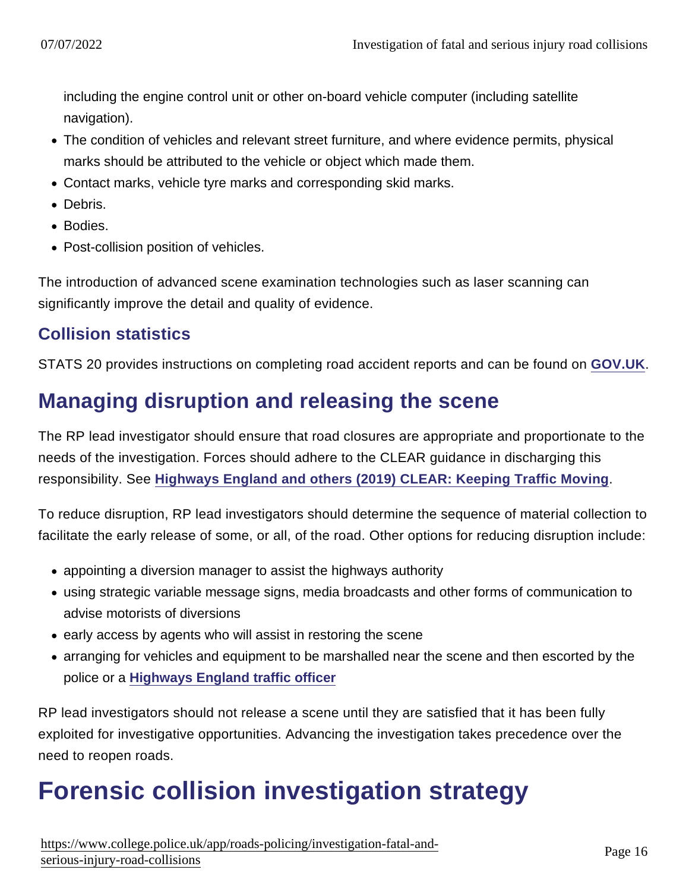including the engine control unit or other on-board vehicle computer (including satellite navigation).
- The condition of vehicles and relevant street furniture, and where evidence permits, physical marks should be attributed to the vehicle or object which made them.
- Contact marks, vehicle tyre marks and corresponding skid marks.
- Debris.
- Bodies.
- Post-collision position of vehicles.

The introduction of advanced scene examination technologies such as laser scanning can significantly improve the detail and quality of evidence.

### Collision statistics

STATS 20 provides instructions on completing road accident reports and can be found on GOV.UK.

## Managing disruption and releasing the scene

The RP lead investigator should ensure that road closures are appropriate and proportionate to the needs of the investigation. Forces should adhere to the CLEAR guidance in discharging this responsibility. See Highways England and others (2019) CLEAR: Keeping Traffic Moving.

To reduce disruption, RP lead investigators should determine the sequence of material collection to facilitate the early release of some, or all, of the road. Other options for reducing disruption include:

- appointing a diversion manager to assist the highways authority
- using strategic variable message signs, media broadcasts and other forms of communication to advise motorists of diversions
- early access by agents who will assist in restoring the scene
- arranging for vehicles and equipment to be marshalled near the scene and then escorted by the police or a Highways England traffic officer

RP lead investigators should not release a scene until they are satisfied that it has been fully exploited for investigative opportunities. Advancing the investigation takes precedence over the need to reopen roads.

# Forensic collision investigation strategy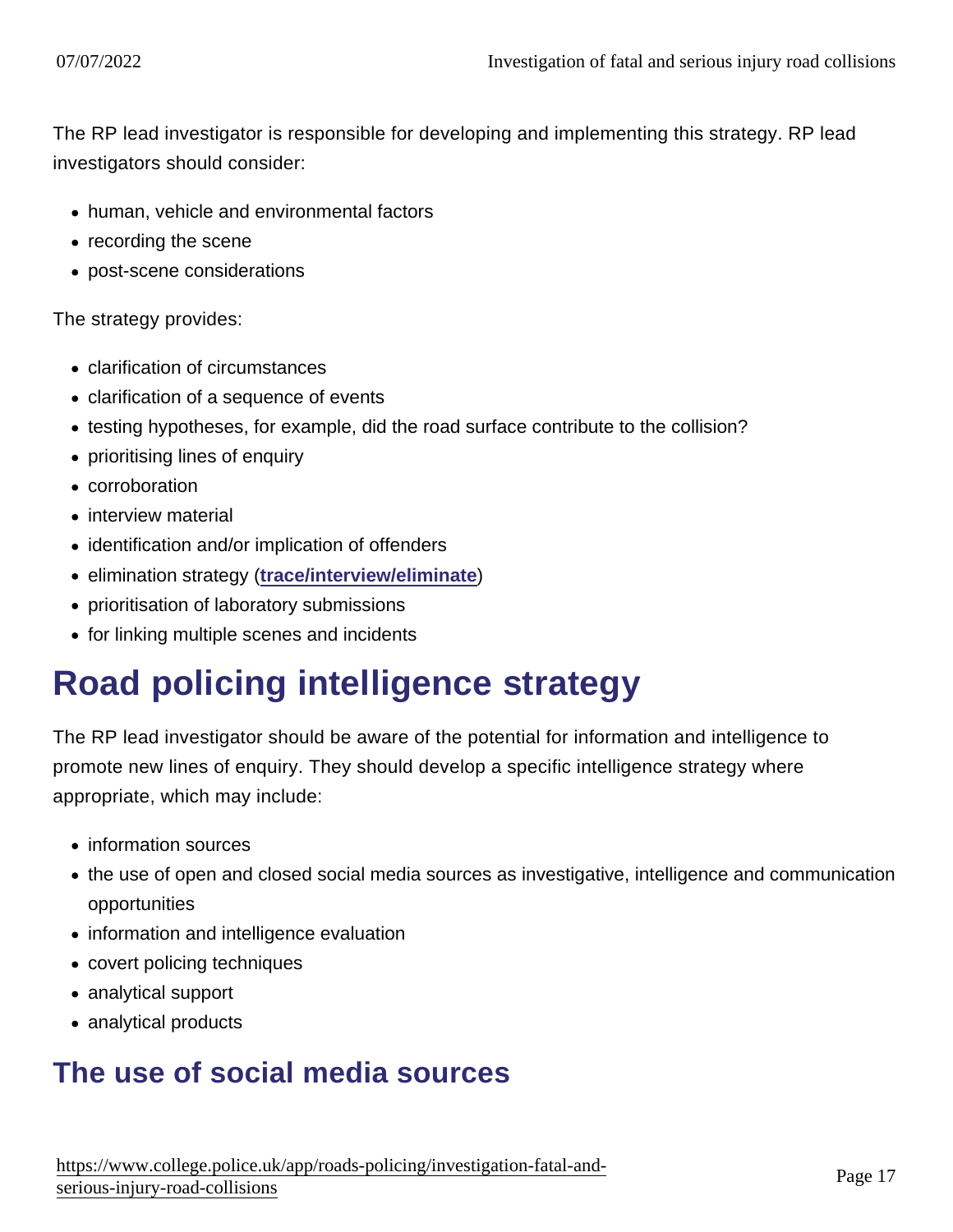The RP lead investigator is responsible for developing and implementing this strategy. RP lead investigators should consider:

- human, vehicle and environmental factors
- recording the scene
- post-scene considerations

The strategy provides:

- clarification of circumstances
- clarification of a sequence of events
- testing hypotheses, for example, did the road surface contribute to the collision?
- prioritising lines of enquiry
- corroboration
- interview material
- identification and/or implication of offenders
- elimination strategy (**trace/interview/eliminate**)
- prioritisation of laboratory submissions
- for linking multiple scenes and incidents

# Road policing intelligence strategy

The RP lead investigator should be aware of the potential for information and intelligence to promote new lines of enquiry. They should develop a specific intelligence strategy where appropriate, which may include:

- information sources
- the use of open and closed social media sources as investigative, intelligence and communication opportunities
- information and intelligence evaluation
- covert policing techniques
- analytical support
- analytical products

## The use of social media sources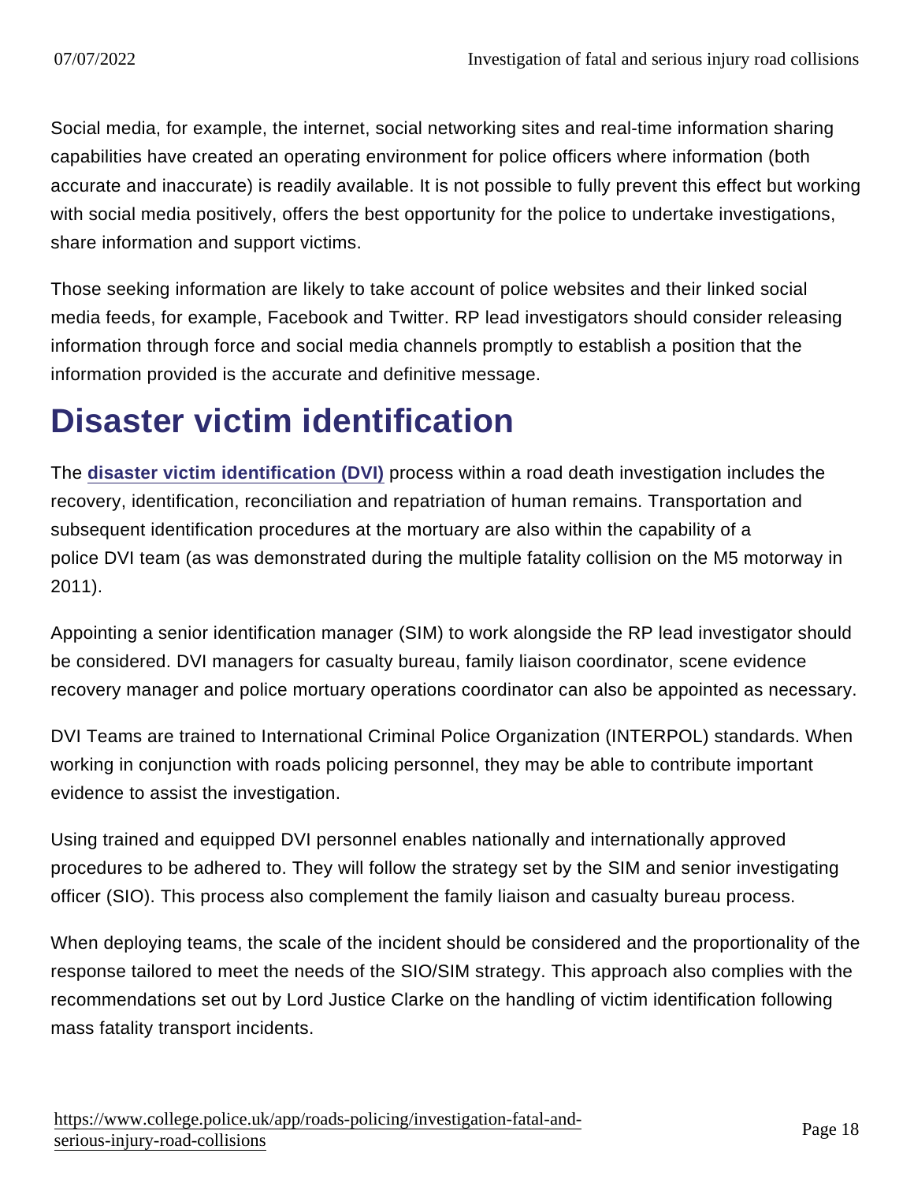Social media, for example, the internet, social networking sites and real-time information sharing capabilities have created an operating environment for police officers where information (both accurate and inaccurate) is readily available. It is not possible to fully prevent this effect but working with social media positively, offers the best opportunity for the police to undertake investigations, share information and support victims.

Those seeking information are likely to take account of police websites and their linked social media feeds, for example, Facebook and Twitter. RP lead investigators should consider releasing information through force and social media channels promptly to establish a position that the information provided is the accurate and definitive message.

# Disaster victim identification

The **disaster victim identification (DVI)** process within a road death investigation includes the recovery, identification, reconciliation and repatriation of human remains. Transportation and subsequent identification procedures at the mortuary are also within the capability of a police DVI team (as was demonstrated during the multiple fatality collision on the M5 motorway in 2011).

Appointing a senior identification manager (SIM) to work alongside the RP lead investigator should be considered. DVI managers for casualty bureau, family liaison coordinator, scene evidence recovery manager and police mortuary operations coordinator can also be appointed as necessary.

DVI Teams are trained to International Criminal Police Organization (INTERPOL) standards. When working in conjunction with roads policing personnel, they may be able to contribute important evidence to assist the investigation.

Using trained and equipped DVI personnel enables nationally and internationally approved procedures to be adhered to. They will follow the strategy set by the SIM and senior investigating officer (SIO). This process also complement the family liaison and casualty bureau process.

When deploying teams, the scale of the incident should be considered and the proportionality of the response tailored to meet the needs of the SIO/SIM strategy. This approach also complies with the recommendations set out by Lord Justice Clarke on the handling of victim identification following mass fatality transport incidents.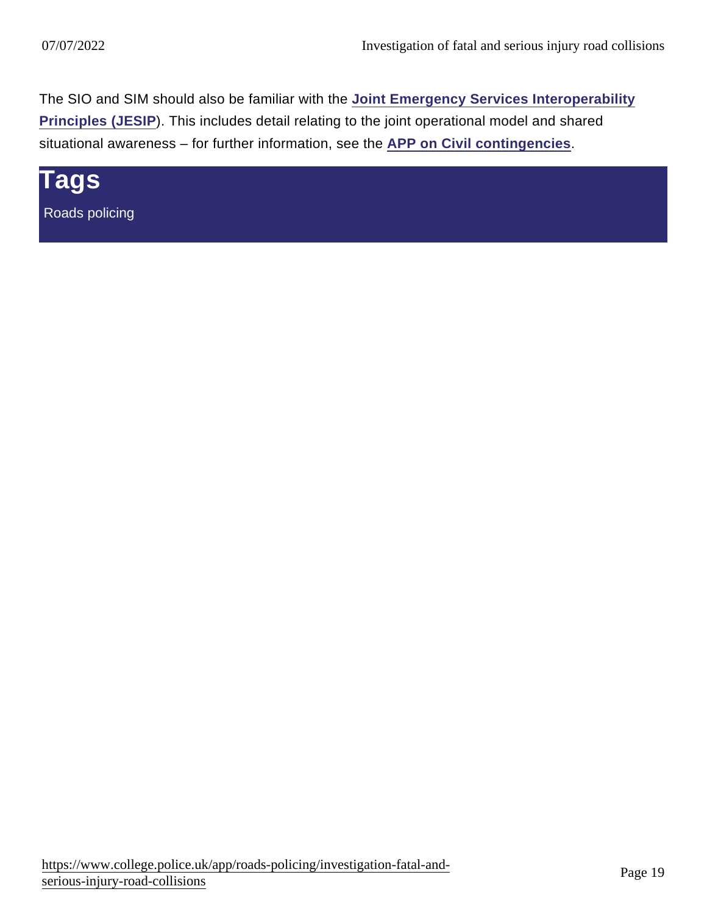The SIO and SIM should also be familiar with the **Joint Emergency Services Interoperability Principles (JESIP)**. This includes detail relating to the joint operational model and shared situational awareness – for further information, see the **APP on Civil contingencies**.

## Tags

Roads policing